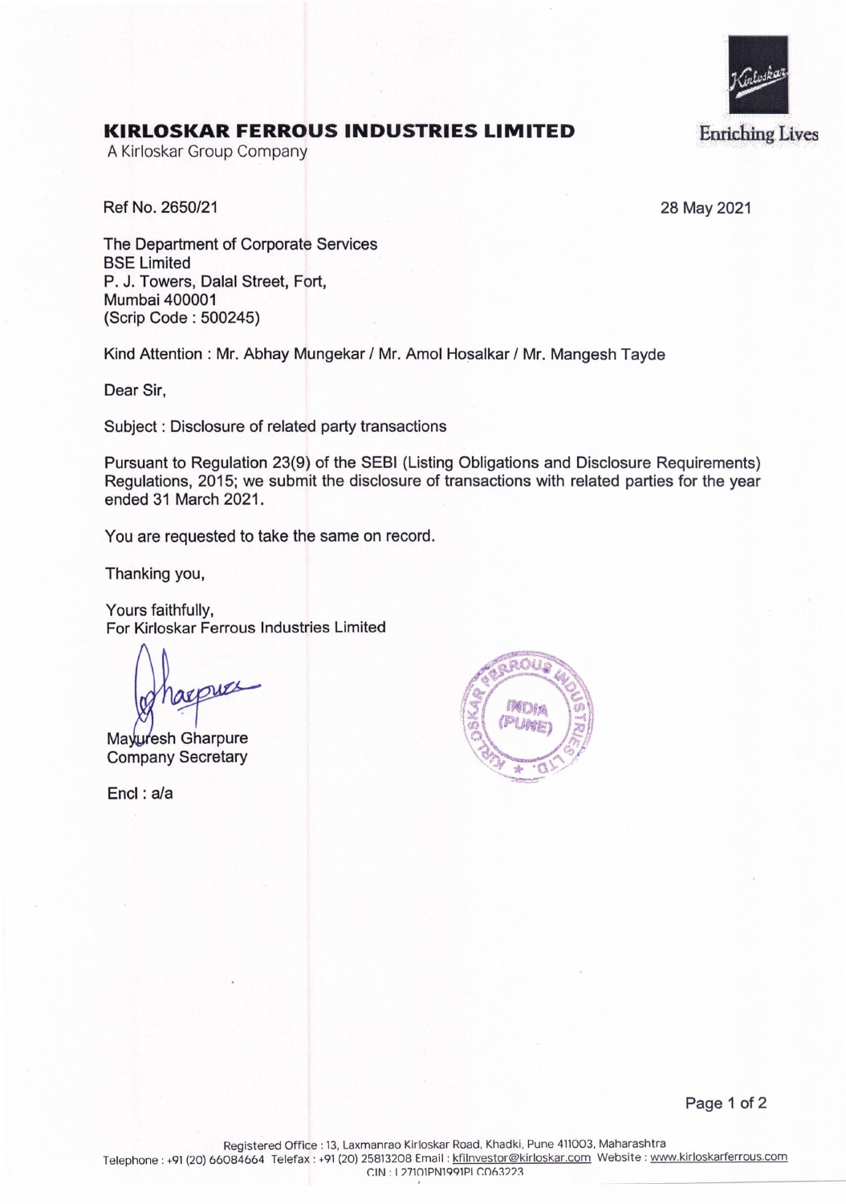# KIRLOSKAR FERROUS INDUSTRIES LIMITED

A Kirloskar Group Company

Enriching Lives

Ref No. 2650/21

28 May 2021

The Department of Corporate Services
BSE Limited
P. J. Towers, Dalal Street, Fort,
Mumbai 400001
(Scrip Code : 500245)

Kind Attention : Mr. Abhay Mungekar / Mr. Amol Hosalkar / Mr. Mangesh Tayde

Dear Sir,

Subject : Disclosure of related party transactions

Pursuant to Regulation 23(9) of the SEBI (Listing Obligations and Disclosure Requirements) Regulations, 2015; we submit the disclosure of transactions with related parties for the year ended 31 March 2021.

You are requested to take the same on record.

Thanking you,

Yours faithfully,
For Kirloskar Ferrous Industries Limited

Mayuresh Gharpure
Company Secretary

Encl : a/a

Registered Office : 13, Laxmanrao Kirloskar Road, Khadki, Pune 411003, Maharashtra
Telephone : +91 (20) 66084664 Telefax : +91 (20) 25813208 Email : kfilnvestor@kirloskar.com Website : www.kirloskarferrous.com
CIN : L27101PN1991PLC063223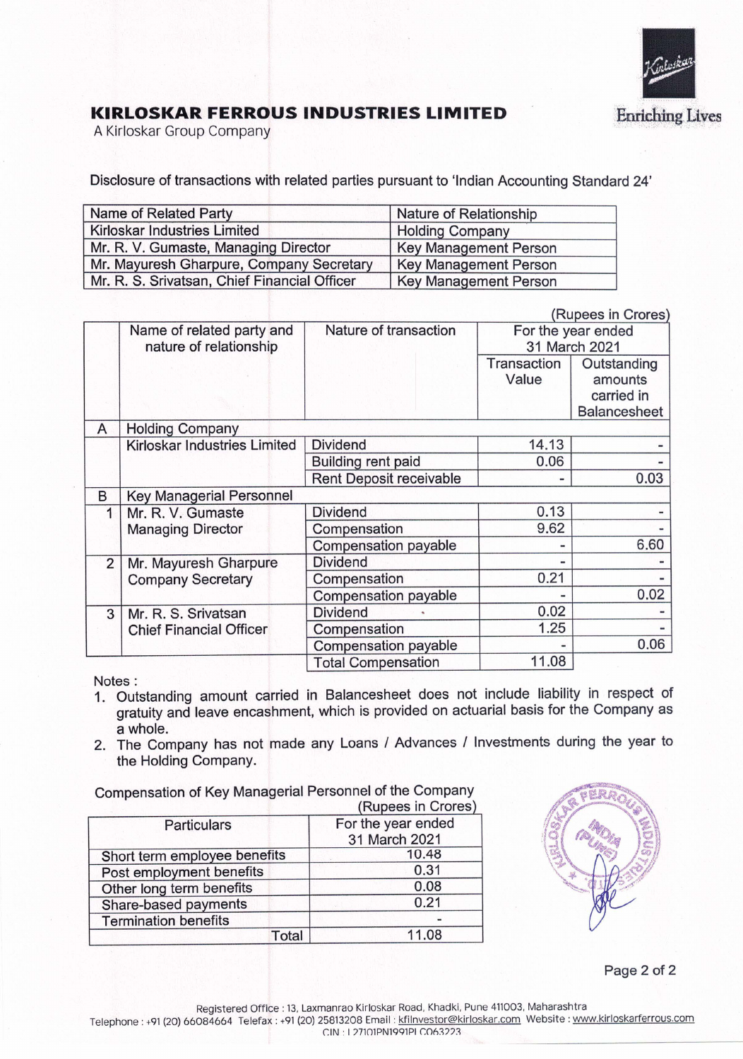# KIRLOSKAR FERROUS INDUSTRIES LIMITED

A Kirloskar Group Company

Enriching Lives

Disclosure of transactions with related parties pursuant to 'Indian Accounting Standard 24'

| Name of Related Party | Nature of Relationship |
|---|---|
| Kirloskar Industries Limited | Holding Company |
| Mr. R. V. Gumaste, Managing Director | Key Management Person |
| Mr. Mayuresh Gharpure, Company Secretary | Key Management Person |
| Mr. R. S. Srivatsan, Chief Financial Officer | Key Management Person |

(Rupees in Crores)

| | Name of related party and nature of relationship | Nature of transaction | For the year ended 31 March 2021 | |
|---|---|---|---|---|
| | | | Transaction Value | Outstanding amounts carried in Balancesheet |
| A | Holding Company | | | |
| | Kirloskar Industries Limited | Dividend | 14.13 | - |
| | | Building rent paid | 0.06 | - |
| | | Rent Deposit receivable | - | 0.03 |
| B | Key Managerial Personnel | | | |
| 1 | Mr. R. V. Gumaste Managing Director | Dividend | 0.13 | - |
| | | Compensation | 9.62 | - |
| | | Compensation payable | - | 6.60 |
| 2 | Mr. Mayuresh Gharpure Company Secretary | Dividend | - | - |
| | | Compensation | 0.21 | - |
| | | Compensation payable | - | 0.02 |
| 3 | Mr. R. S. Srivatsan Chief Financial Officer | Dividend | 0.02 | - |
| | | Compensation | 1.25 | - |
| | | Compensation payable | - | 0.06 |
| | | Total Compensation | 11.08 | |

Notes :

1. Outstanding amount carried in Balancesheet does not include liability in respect of gratuity and leave encashment, which is provided on actuarial basis for the Company as a whole.
2. The Company has not made any Loans / Advances / Investments during the year to the Holding Company.

Compensation of Key Managerial Personnel of the Company

(Rupees in Crores)

| Particulars | For the year ended 31 March 2021 |
|---|---|
| Short term employee benefits | 10.48 |
| Post employment benefits | 0.31 |
| Other long term benefits | 0.08 |
| Share-based payments | 0.21 |
| Termination benefits | - |
| Total | 11.08 |

Registered Office : 13, Laxmanrao Kirloskar Road, Khadki, Pune 411003, Maharashtra
Telephone : +91 (20) 66084664 Telefax : +91 (20) 25813208 Email : kfilnvestor@kirloskar.com Website : www.kirloskarferrous.com
CIN : L27101PN1991PLC063223